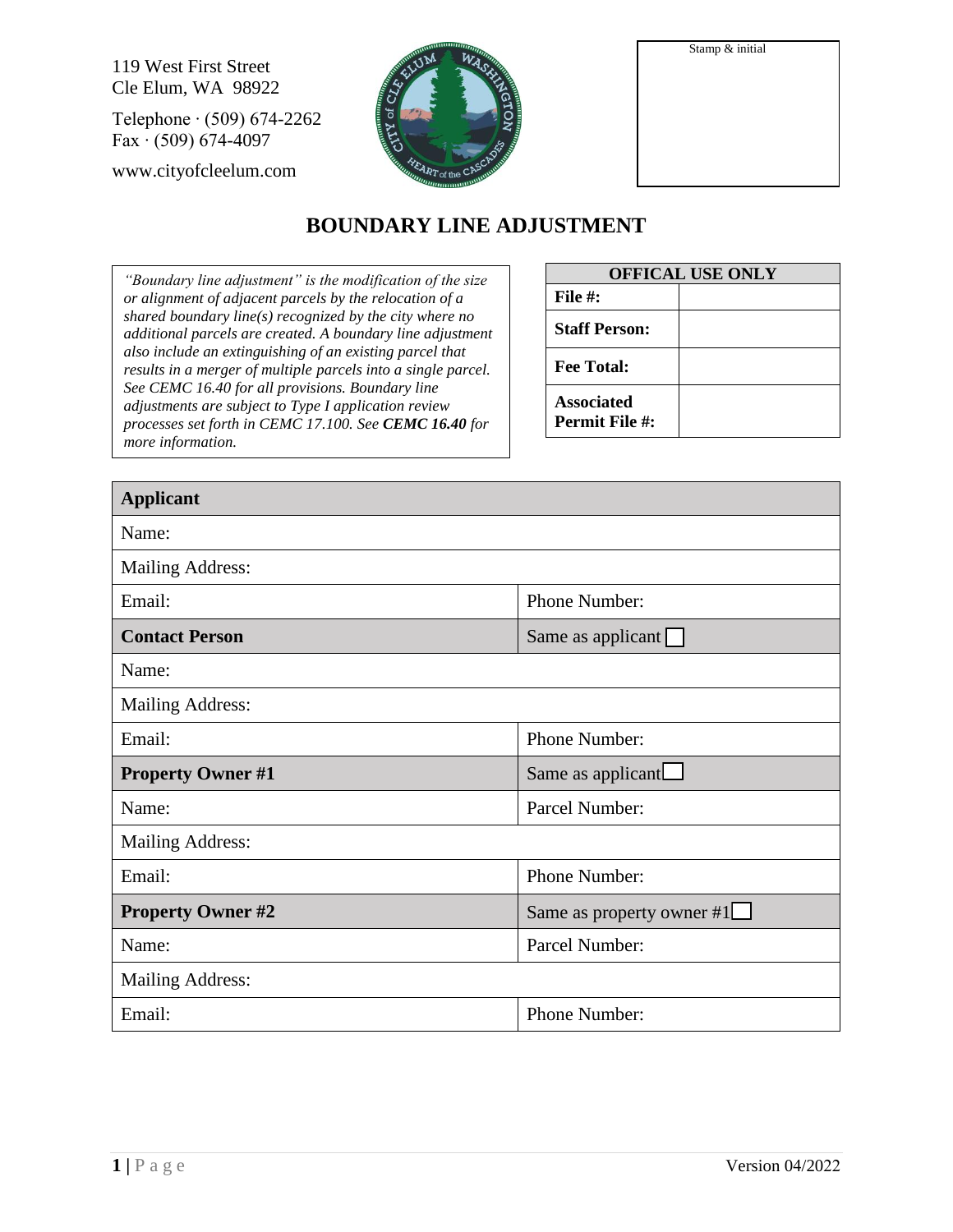119 West First Street
Cle Elum, WA 98922

Telephone · (509) 674-2262
Fax · (509) 674-4097

www.cityofcleelum.com

| Stamp & initial |
|---|
| |

# BOUNDARY LINE ADJUSTMENT

*"Boundary line adjustment" is the modification of the size or alignment of adjacent parcels by the relocation of a shared boundary line(s) recognized by the city where no additional parcels are created. A boundary line adjustment also include an extinguishing of an existing parcel that results in a merger of multiple parcels into a single parcel. See CEMC 16.40 for all provisions. Boundary line adjustments are subject to Type I application review processes set forth in CEMC 17.100. See **CEMC 16.40** for more information.*

| OFFICAL USE ONLY | |
|---|---|
| **File #:** | |
| **Staff Person:** | |
| **Fee Total:** | |
| **Associated Permit File #:** | |

| **Applicant** | |
|---|---|
| Name: | |
| Mailing Address: | |
| Email: | Phone Number: |
| **Contact Person** | Same as applicant ☐ |
| Name: | |
| Mailing Address: | |
| Email: | Phone Number: |
| **Property Owner #1** | Same as applicant ☐ |
| Name: | Parcel Number: |
| Mailing Address: | |
| Email: | Phone Number: |
| **Property Owner #2** | Same as property owner #1 ☐ |
| Name: | Parcel Number: |
| Mailing Address: | |
| Email: | Phone Number: |

Version 04/2022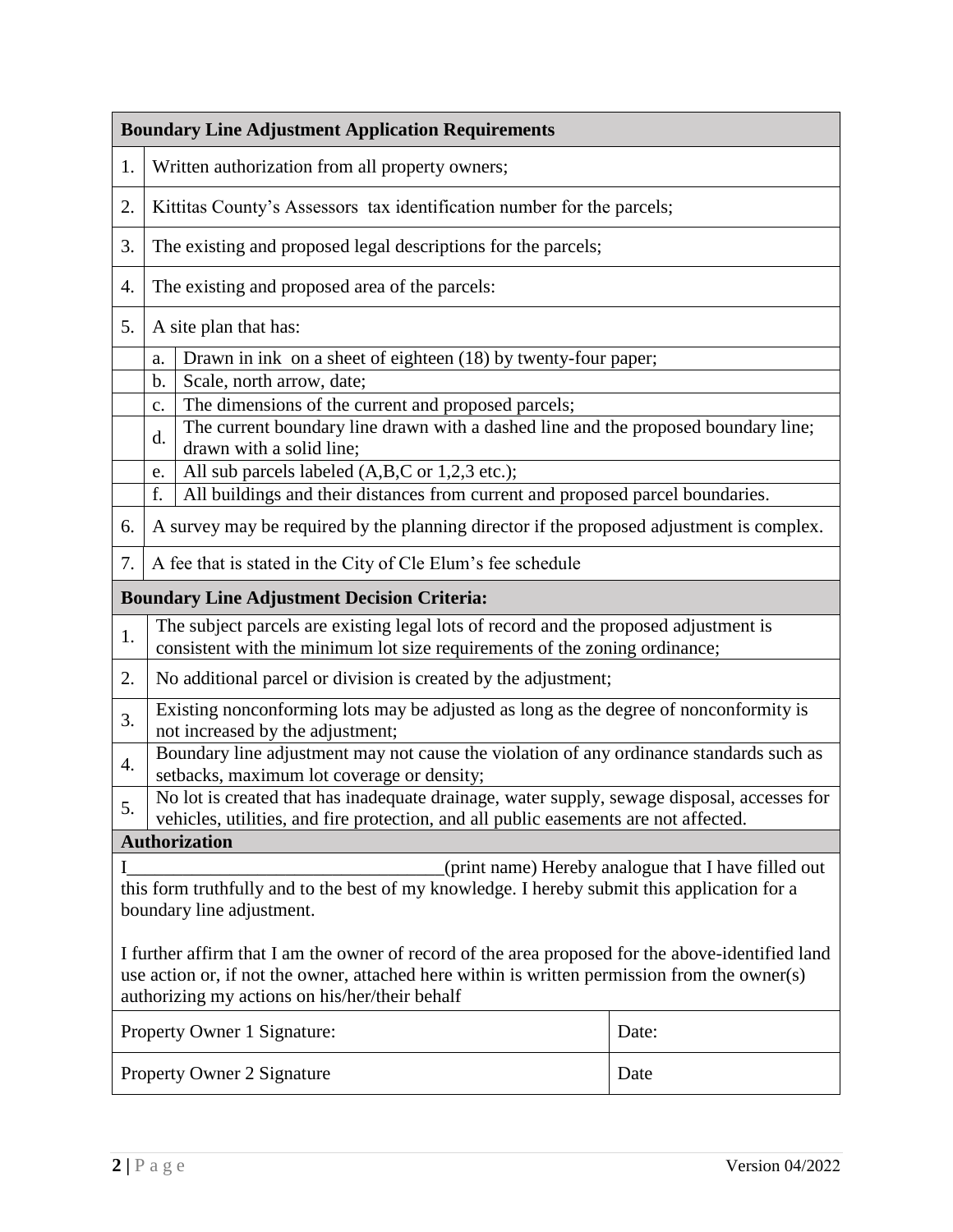| Boundary Line Adjustment Application Requirements | | |
|---|---|---|
| 1. | Written authorization from all property owners; | |
| 2. | Kittitas County's Assessors tax identification number for the parcels; | |
| 3. | The existing and proposed legal descriptions for the parcels; | |
| 4. | The existing and proposed area of the parcels: | |
| 5. | A site plan that has: | |
| | a. | Drawn in ink on a sheet of eighteen (18) by twenty-four paper; |
| | b. | Scale, north arrow, date; |
| | c. | The dimensions of the current and proposed parcels; |
| | d. | The current boundary line drawn with a dashed line and the proposed boundary line; drawn with a solid line; |
| | e. | All sub parcels labeled (A,B,C or 1,2,3 etc.); |
| | f. | All buildings and their distances from current and proposed parcel boundaries. |
| 6. | A survey may be required by the planning director if the proposed adjustment is complex. | |
| 7. | A fee that is stated in the City of Cle Elum's fee schedule | |

| Boundary Line Adjustment Decision Criteria: | |
|---|---|
| 1. | The subject parcels are existing legal lots of record and the proposed adjustment is consistent with the minimum lot size requirements of the zoning ordinance; |
| 2. | No additional parcel or division is created by the adjustment; |
| 3. | Existing nonconforming lots may be adjusted as long as the degree of nonconformity is not increased by the adjustment; |
| 4. | Boundary line adjustment may not cause the violation of any ordinance standards such as setbacks, maximum lot coverage or density; |
| 5. | No lot is created that has inadequate drainage, water supply, sewage disposal, accesses for vehicles, utilities, and fire protection, and all public easements are not affected. |

**Authorization**

I__________________________________(print name) Hereby analogue that I have filled out this form truthfully and to the best of my knowledge. I hereby submit this application for a boundary line adjustment.

I further affirm that I am the owner of record of the area proposed for the above-identified land use action or, if not the owner, attached here within is written permission from the owner(s) authorizing my actions on his/her/their behalf

| | |
|---|---|
| Property Owner 1 Signature: | Date: |
| Property Owner 2 Signature | Date |